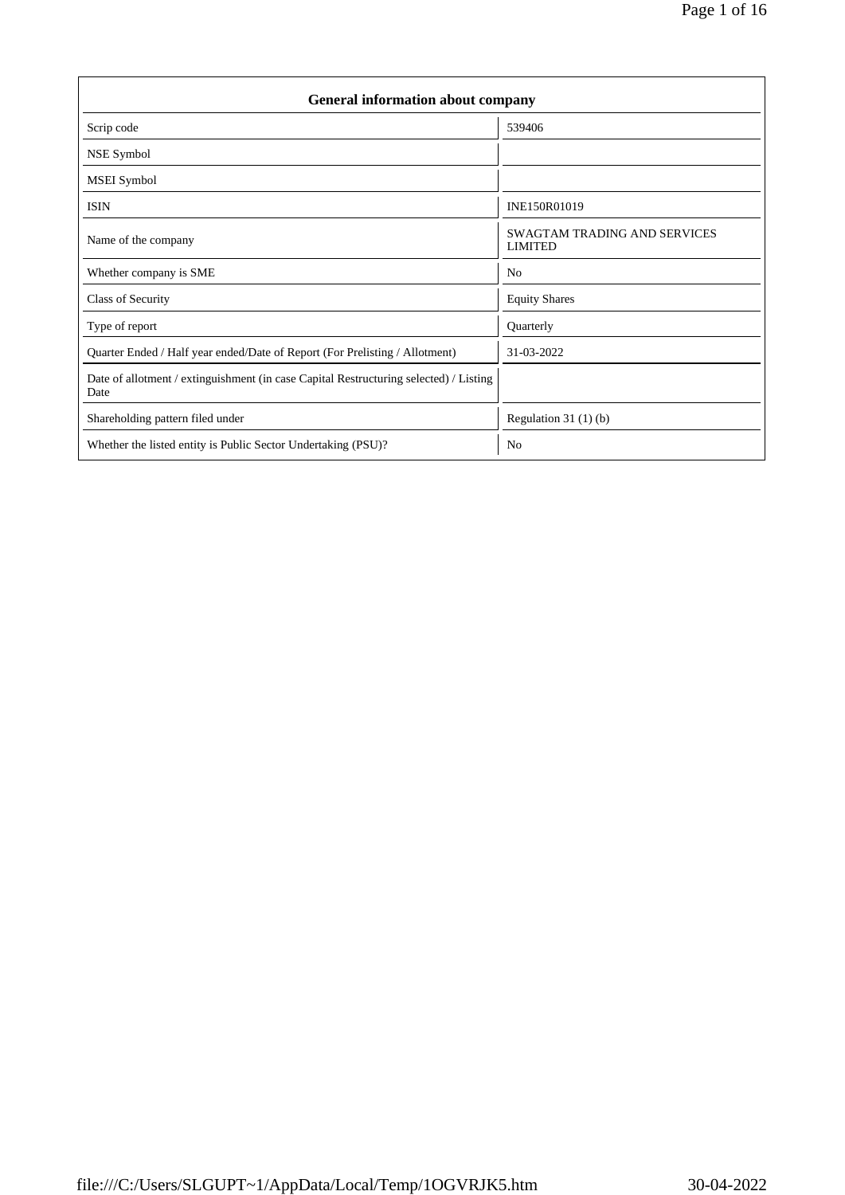| General information about company | |
|---|---|
| Scrip code | 539406 |
| NSE Symbol | |
| MSEI Symbol | |
| ISIN | INE150R01019 |
| Name of the company | SWAGTAM TRADING AND SERVICES LIMITED |
| Whether company is SME | No |
| Class of Security | Equity Shares |
| Type of report | Quarterly |
| Quarter Ended / Half year ended/Date of Report (For Prelisting / Allotment) | 31-03-2022 |
| Date of allotment / extinguishment (in case Capital Restructuring selected) / Listing Date | |
| Shareholding pattern filed under | Regulation 31 (1) (b) |
| Whether the listed entity is Public Sector Undertaking (PSU)? | No |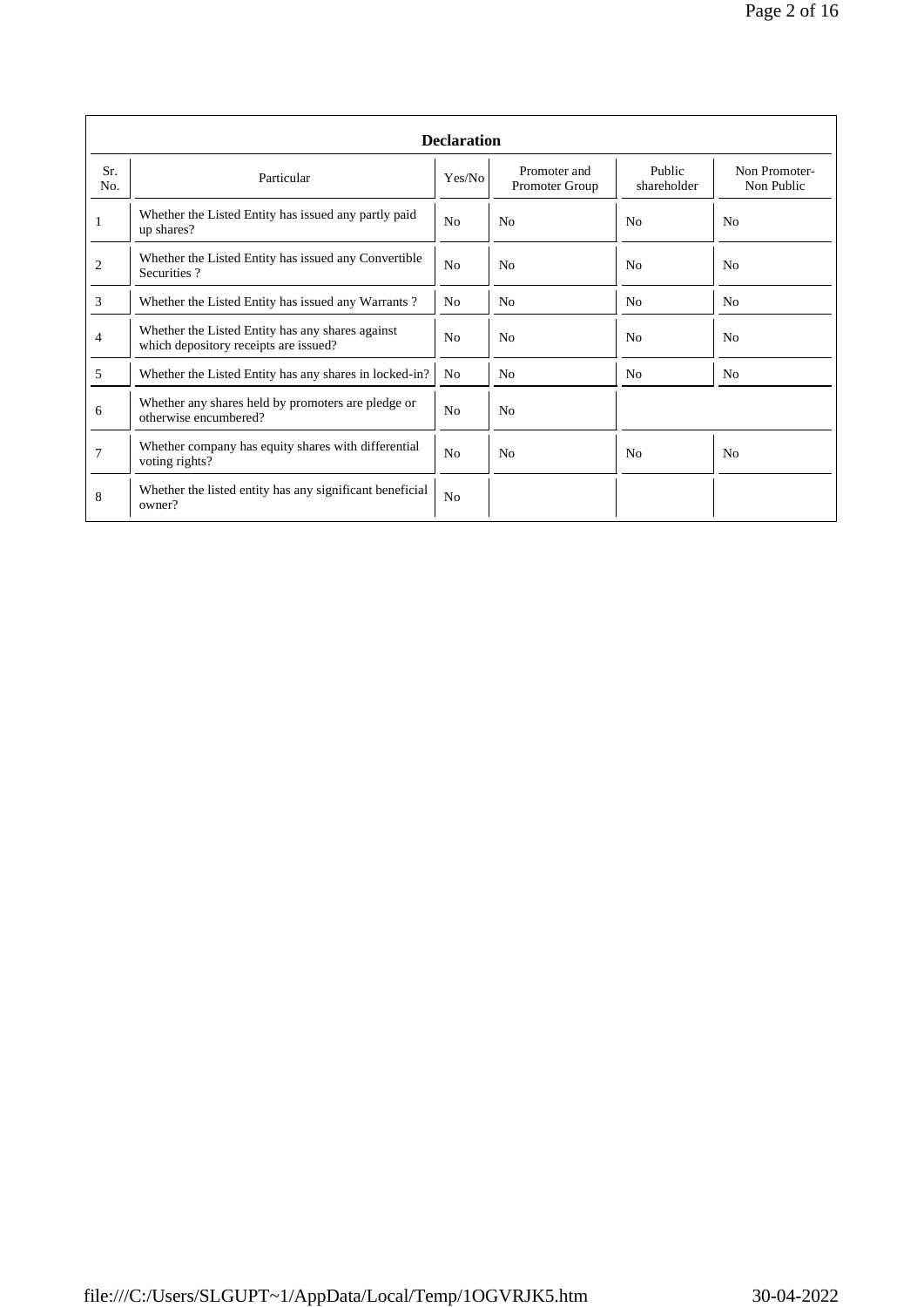| Declaration | | | | | |
|---|---|---|---|---|---|
| Sr. No. | Particular | Yes/No | Promoter and Promoter Group | Public shareholder | Non Promoter- Non Public |
| 1 | Whether the Listed Entity has issued any partly paid up shares? | No | No | No | No |
| 2 | Whether the Listed Entity has issued any Convertible Securities ? | No | No | No | No |
| 3 | Whether the Listed Entity has issued any Warrants ? | No | No | No | No |
| 4 | Whether the Listed Entity has any shares against which depository receipts are issued? | No | No | No | No |
| 5 | Whether the Listed Entity has any shares in locked-in? | No | No | No | No |
| 6 | Whether any shares held by promoters are pledge or otherwise encumbered? | No | No | | |
| 7 | Whether company has equity shares with differential voting rights? | No | No | No | No |
| 8 | Whether the listed entity has any significant beneficial owner? | No | | | |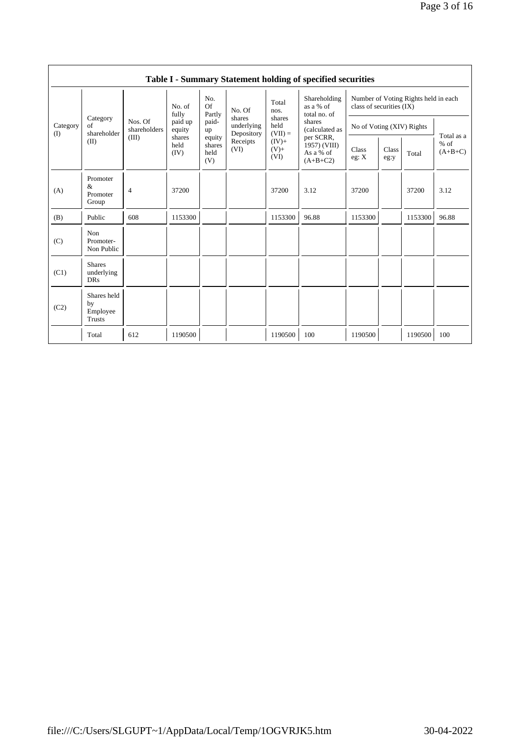| Table I - Summary Statement holding of specified securities | | | | | | | | | | | | |
|---|---|---|---|---|---|---|---|---|---|---|---|---|
| Category (I) | Category of shareholder (II) | Nos. Of shareholders (III) | No. of fully paid up equity shares held (IV) | No. Of Partly paid-up equity shares held (V) | No. Of shares underlying Depository Receipts (VI) | Total nos. shares held (VII) = (IV)+ (V)+ (VI) | Shareholding as a % of total no. of shares (calculated as per SCRR, 1957) (VIII) As a % of (A+B+C2) | Number of Voting Rights held in each class of securities (IX) | | | |
| | | | | | | | | No of Voting (XIV) Rights | | | Total as a % of (A+B+C) |
| | | | | | | | | Class eg: X | Class eg:y | Total | |
| (A) | Promoter & Promoter Group | 4 | 37200 | | | 37200 | 3.12 | 37200 | | 37200 | 3.12 |
| (B) | Public | 608 | 1153300 | | | 1153300 | 96.88 | 1153300 | | 1153300 | 96.88 |
| (C) | Non Promoter- Non Public | | | | | | | | | | |
| (C1) | Shares underlying DRs | | | | | | | | | | |
| (C2) | Shares held by Employee Trusts | | | | | | | | | | |
| | Total | 612 | 1190500 | | | 1190500 | 100 | 1190500 | | 1190500 | 100 |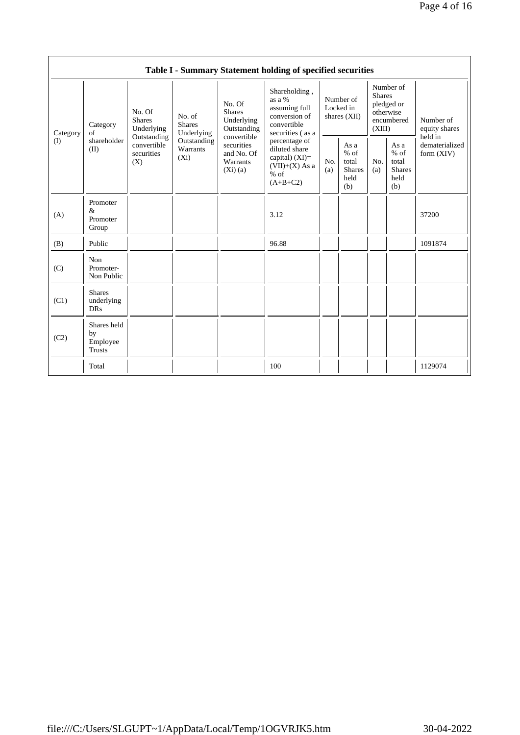| Table I - Summary Statement holding of specified securities | | | | | | | | | | |
|---|---|---|---|---|---|---|---|---|---|---|
| Category (I) | Category of shareholder (II) | No. Of Shares Underlying Outstanding convertible securities (X) | No. of Shares Underlying Outstanding Warrants (Xi) | No. Of Shares Underlying Outstanding convertible securities and No. Of Warrants (Xi) (a) | Shareholding , as a % assuming full conversion of convertible securities ( as a percentage of diluted share capital) (XI)= (VII)+(X) As a % of (A+B+C2) | Number of Locked in shares (XII) | | Number of Shares pledged or otherwise encumbered (XIII) | | Number of equity shares held in dematerialized form (XIV) |
| | | | | | | No. (a) | As a % of total Shares held (b) | No. (a) | As a % of total Shares held (b) | |
| (A) | Promoter & Promoter Group | | | | 3.12 | | | | | 37200 |
| (B) | Public | | | | 96.88 | | | | | 1091874 |
| (C) | Non Promoter- Non Public | | | | | | | | | |
| (C1) | Shares underlying DRs | | | | | | | | | |
| (C2) | Shares held by Employee Trusts | | | | | | | | | |
| | Total | | | | 100 | | | | | 1129074 |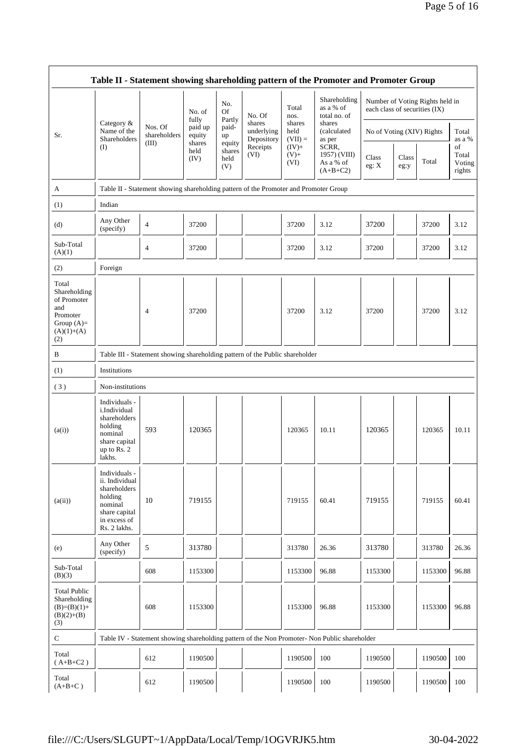## Table II - Statement showing shareholding pattern of the Promoter and Promoter Group

| Sr. | Category & Name of the Shareholders (I) | Nos. Of shareholders (III) | No. of fully paid up equity shares held (IV) | No. Of Partly paid-up equity shares held (V) | No. Of shares underlying Depository Receipts (VI) | Total nos. shares held (VII) = (IV)+ (V)+ (VI) | Shareholding as a % of total no. of shares (calculated as per SCRR, 1957) (VIII) As a % of (A+B+C2) | Number of Voting Rights held in each class of securities (IX) | | | |
|---|---|---|---|---|---|---|---|---|---|---|---|
| | | | | | | | | No of Voting (XIV) Rights | | | Total as a % of Total Voting rights |
| | | | | | | | | Class eg: X | Class eg:y | Total | |
| A | Table II - Statement showing shareholding pattern of the Promoter and Promoter Group | | | | | | | | | | |
| (1) | Indian | | | | | | | | | | |
| (d) | Any Other (specify) | 4 | 37200 | | | 37200 | 3.12 | 37200 | | 37200 | 3.12 |
| Sub-Total (A)(1) | | 4 | 37200 | | | 37200 | 3.12 | 37200 | | 37200 | 3.12 |
| (2) | Foreign | | | | | | | | | | |
| Total Shareholding of Promoter and Promoter Group (A)=(A)(1)+(A)(2) | | 4 | 37200 | | | 37200 | 3.12 | 37200 | | 37200 | 3.12 |
| B | Table III - Statement showing shareholding pattern of the Public shareholder | | | | | | | | | | |
| (1) | Institutions | | | | | | | | | | |
| (3) | Non-institutions | | | | | | | | | | |
| (a(i)) | Individuals - i.Individual shareholders holding nominal share capital up to Rs. 2 lakhs. | 593 | 120365 | | | 120365 | 10.11 | 120365 | | 120365 | 10.11 |
| (a(ii)) | Individuals - ii. Individual shareholders holding nominal share capital in excess of Rs. 2 lakhs. | 10 | 719155 | | | 719155 | 60.41 | 719155 | | 719155 | 60.41 |
| (e) | Any Other (specify) | 5 | 313780 | | | 313780 | 26.36 | 313780 | | 313780 | 26.36 |
| Sub-Total (B)(3) | | 608 | 1153300 | | | 1153300 | 96.88 | 1153300 | | 1153300 | 96.88 |
| Total Public Shareholding (B)=(B)(1)+(B)(2)+(B)(3) | | 608 | 1153300 | | | 1153300 | 96.88 | 1153300 | | 1153300 | 96.88 |
| C | Table IV - Statement showing shareholding pattern of the Non Promoter- Non Public shareholder | | | | | | | | | | |
| Total ( A+B+C2 ) | | 612 | 1190500 | | | 1190500 | 100 | 1190500 | | 1190500 | 100 |
| Total (A+B+C ) | | 612 | 1190500 | | | 1190500 | 100 | 1190500 | | 1190500 | 100 |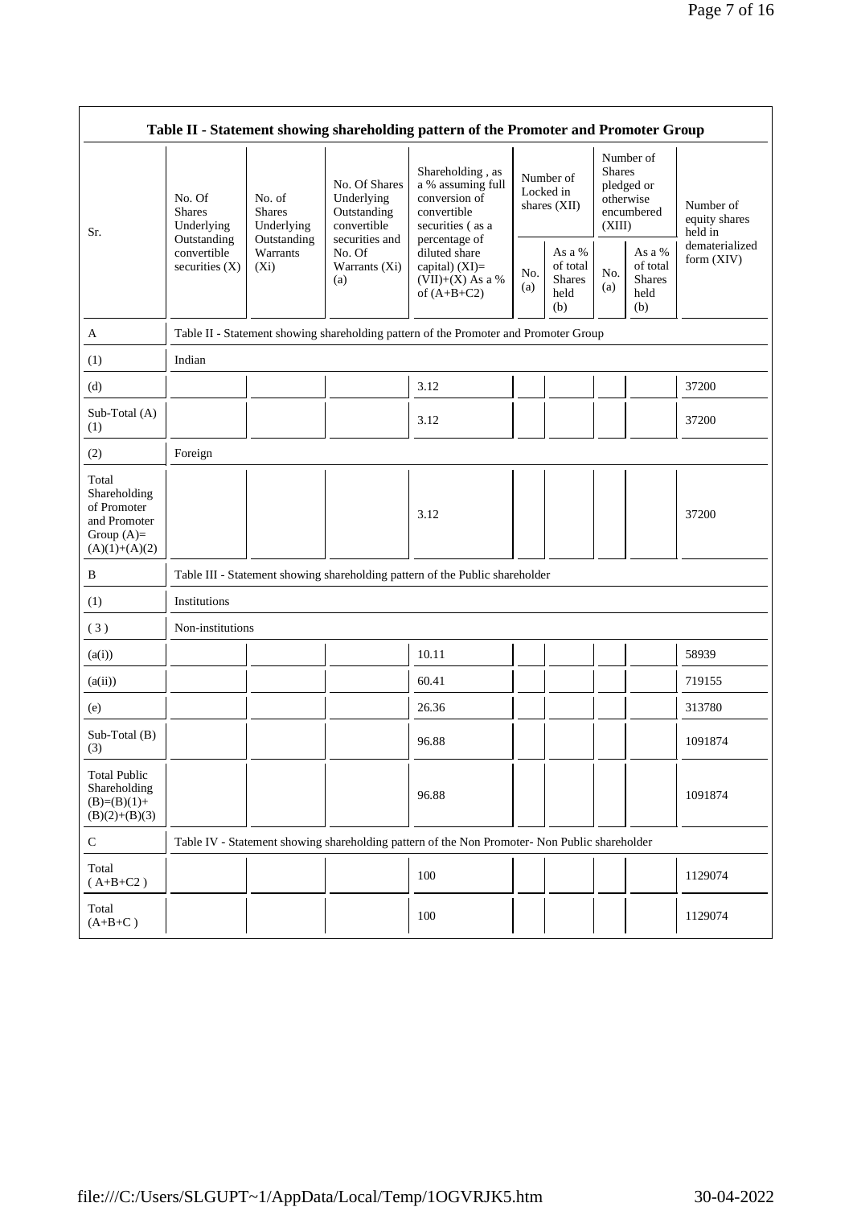| Table II - Statement showing shareholding pattern of the Promoter and Promoter Group | | | | | | | | | |
|---|---|---|---|---|---|---|---|---|---|
| Sr. | No. Of Shares Underlying Outstanding convertible securities (X) | No. of Shares Underlying Outstanding Warrants (Xi) | No. Of Shares Underlying Outstanding convertible securities and No. Of Warrants (Xi) (a) | Shareholding , as a % assuming full conversion of convertible securities ( as a percentage of diluted share capital) (XI)= (VII)+(X) As a % of (A+B+C2) | Number of Locked in shares (XII) | | Number of Shares pledged or otherwise encumbered (XIII) | | Number of equity shares held in dematerialized form (XIV) |
| | | | | | No. (a) | As a % of total Shares held (b) | No. (a) | As a % of total Shares held (b) | |
| A | Table II - Statement showing shareholding pattern of the Promoter and Promoter Group | | | | | | | | |
| (1) | Indian | | | | | | | | |
| (d) | | | | 3.12 | | | | | 37200 |
| Sub-Total (A) (1) | | | | 3.12 | | | | | 37200 |
| (2) | Foreign | | | | | | | | |
| Total Shareholding of Promoter and Promoter Group (A)= (A)(1)+(A)(2) | | | | 3.12 | | | | | 37200 |
| B | Table III - Statement showing shareholding pattern of the Public shareholder | | | | | | | | |
| (1) | Institutions | | | | | | | | |
| ( 3 ) | Non-institutions | | | | | | | | |
| (a(i)) | | | | 10.11 | | | | | 58939 |
| (a(ii)) | | | | 60.41 | | | | | 719155 |
| (e) | | | | 26.36 | | | | | 313780 |
| Sub-Total (B) (3) | | | | 96.88 | | | | | 1091874 |
| Total Public Shareholding (B)=(B)(1)+(B)(2)+(B)(3) | | | | 96.88 | | | | | 1091874 |
| C | Table IV - Statement showing shareholding pattern of the Non Promoter- Non Public shareholder | | | | | | | | |
| Total ( A+B+C2 ) | | | | 100 | | | | | 1129074 |
| Total (A+B+C ) | | | | 100 | | | | | 1129074 |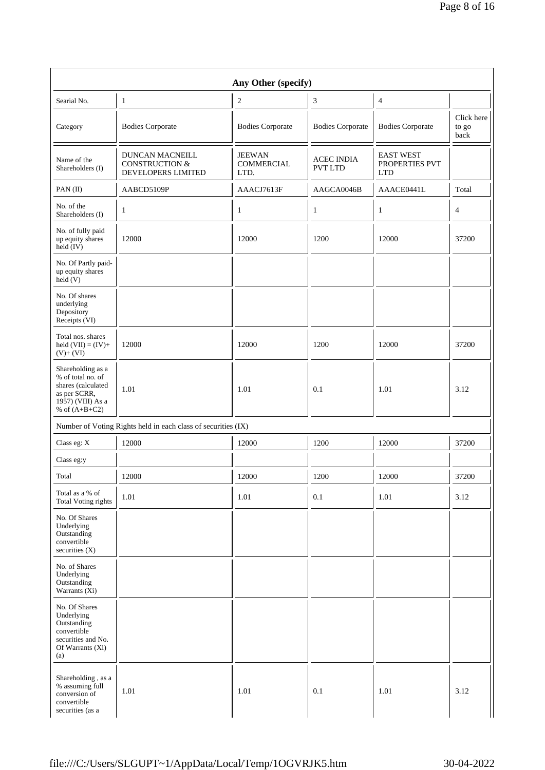| Any Other (specify) | | | | | |
|---|---|---|---|---|---|
| Searial No. | 1 | 2 | 3 | 4 | |
| Category | Bodies Corporate | Bodies Corporate | Bodies Corporate | Bodies Corporate | Click here to go back |
| Name of the Shareholders (I) | DUNCAN MACNEILL CONSTRUCTION & DEVELOPERS LIMITED | JEEWAN COMMERCIAL LTD. | ACEC INDIA PVT LTD | EAST WEST PROPERTIES PVT LTD | |
| PAN (II) | AABCD5109P | AAACJ7613F | AAGCA0046B | AAACE0441L | Total |
| No. of the Shareholders (I) | 1 | 1 | 1 | 1 | 4 |
| No. of fully paid up equity shares held (IV) | 12000 | 12000 | 1200 | 12000 | 37200 |
| No. Of Partly paid-up equity shares held (V) | | | | | |
| No. Of shares underlying Depository Receipts (VI) | | | | | |
| Total nos. shares held (VII) = (IV)+(V)+ (VI) | 12000 | 12000 | 1200 | 12000 | 37200 |
| Shareholding as a % of total no. of shares (calculated as per SCRR, 1957) (VIII) As a % of (A+B+C2) | 1.01 | 1.01 | 0.1 | 1.01 | 3.12 |
| Number of Voting Rights held in each class of securities (IX) | | | | | |
| Class eg: X | 12000 | 12000 | 1200 | 12000 | 37200 |
| Class eg:y | | | | | |
| Total | 12000 | 12000 | 1200 | 12000 | 37200 |
| Total as a % of Total Voting rights | 1.01 | 1.01 | 0.1 | 1.01 | 3.12 |
| No. Of Shares Underlying Outstanding convertible securities (X) | | | | | |
| No. of Shares Underlying Outstanding Warrants (Xi) | | | | | |
| No. Of Shares Underlying Outstanding convertible securities and No. Of Warrants (Xi) (a) | | | | | |
| Shareholding , as a % assuming full conversion of convertible securities (as a | 1.01 | 1.01 | 0.1 | 1.01 | 3.12 |

file:///C:/Users/SLGUPT~1/AppData/Local/Temp/1OGVRJK5.htm 30-04-2022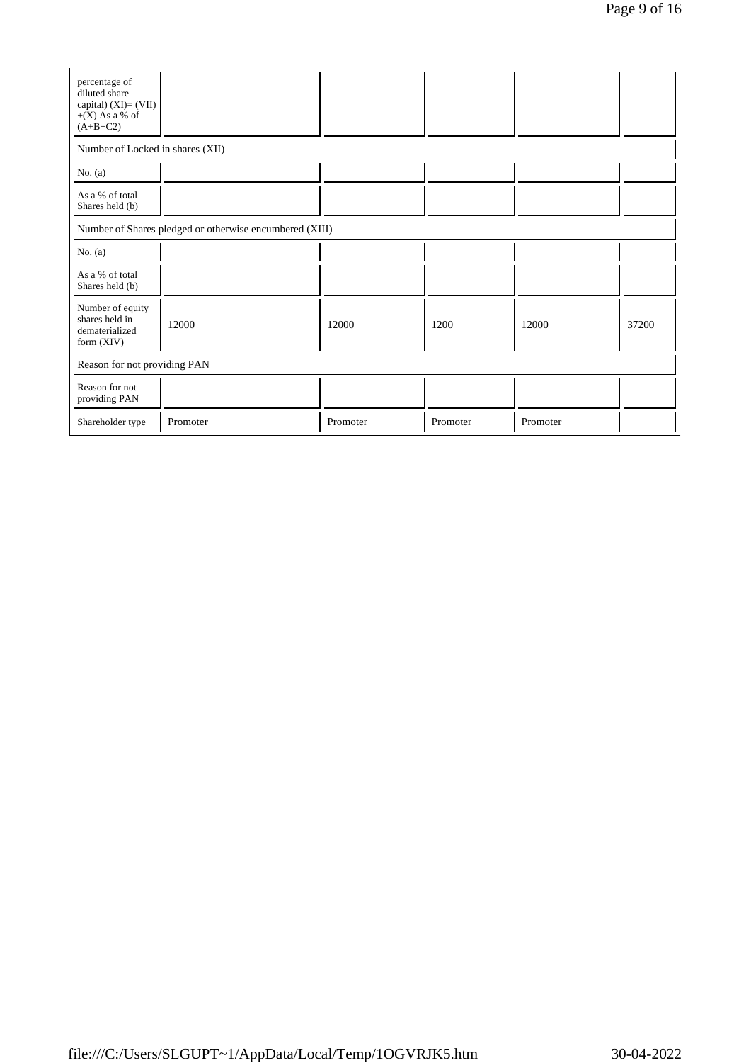| percentage of diluted share capital) (XI)= (VII)+(X) As a % of (A+B+C2) | | | | | |
|---|---|---|---|---|---|
| Number of Locked in shares (XII) | | | | | |
| No. (a) | | | | | |
| As a % of total Shares held (b) | | | | | |
| Number of Shares pledged or otherwise encumbered (XIII) | | | | | |
| No. (a) | | | | | |
| As a % of total Shares held (b) | | | | | |
| Number of equity shares held in dematerialized form (XIV) | 12000 | 12000 | 1200 | 12000 | 37200 |
| Reason for not providing PAN | | | | | |
| Reason for not providing PAN | | | | | |
| Shareholder type | Promoter | Promoter | Promoter | Promoter | |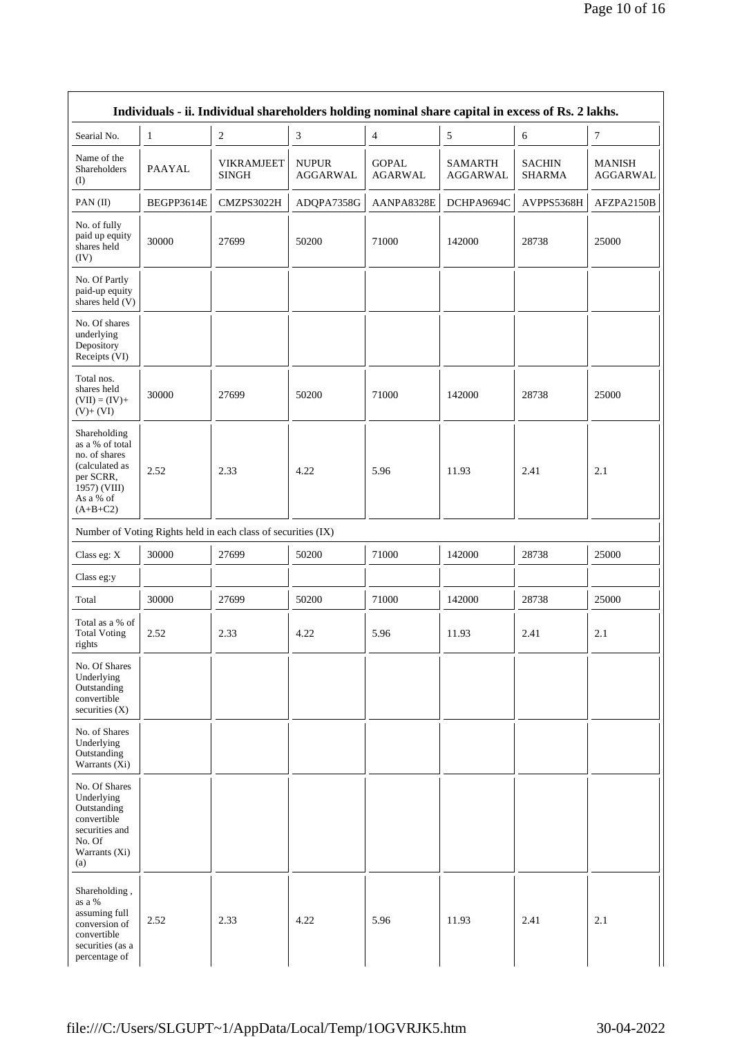| Individuals - ii. Individual shareholders holding nominal share capital in excess of Rs. 2 lakhs. | | | | | | | |
|---|---|---|---|---|---|---|---|
| Searial No. | 1 | 2 | 3 | 4 | 5 | 6 | 7 |
| Name of the Shareholders (I) | PAAYAL | VIKRAMJEET SINGH | NUPUR AGGARWAL | GOPAL AGARWAL | SAMARTH AGGARWAL | SACHIN SHARMA | MANISH AGGARWAL |
| PAN (II) | BEGPP3614E | CMZPS3022H | ADQPA7358G | AANPA8328E | DCHPA9694C | AVPPS5368H | AFZPA2150B |
| No. of fully paid up equity shares held (IV) | 30000 | 27699 | 50200 | 71000 | 142000 | 28738 | 25000 |
| No. Of Partly paid-up equity shares held (V) | | | | | | | |
| No. Of shares underlying Depository Receipts (VI) | | | | | | | |
| Total nos. shares held (VII) = (IV)+ (V)+ (VI) | 30000 | 27699 | 50200 | 71000 | 142000 | 28738 | 25000 |
| Shareholding as a % of total no. of shares (calculated as per SCRR, 1957) (VIII) As a % of (A+B+C2) | 2.52 | 2.33 | 4.22 | 5.96 | 11.93 | 2.41 | 2.1 |
| Number of Voting Rights held in each class of securities (IX) | | | | | | | |
| Class eg: X | 30000 | 27699 | 50200 | 71000 | 142000 | 28738 | 25000 |
| Class eg:y | | | | | | | |
| Total | 30000 | 27699 | 50200 | 71000 | 142000 | 28738 | 25000 |
| Total as a % of Total Voting rights | 2.52 | 2.33 | 4.22 | 5.96 | 11.93 | 2.41 | 2.1 |
| No. Of Shares Underlying Outstanding convertible securities (X) | | | | | | | |
| No. of Shares Underlying Outstanding Warrants (Xi) | | | | | | | |
| No. Of Shares Underlying Outstanding convertible securities and No. Of Warrants (Xi) (a) | | | | | | | |
| Shareholding , as a % assuming full conversion of convertible securities (as a percentage of | 2.52 | 2.33 | 4.22 | 5.96 | 11.93 | 2.41 | 2.1 |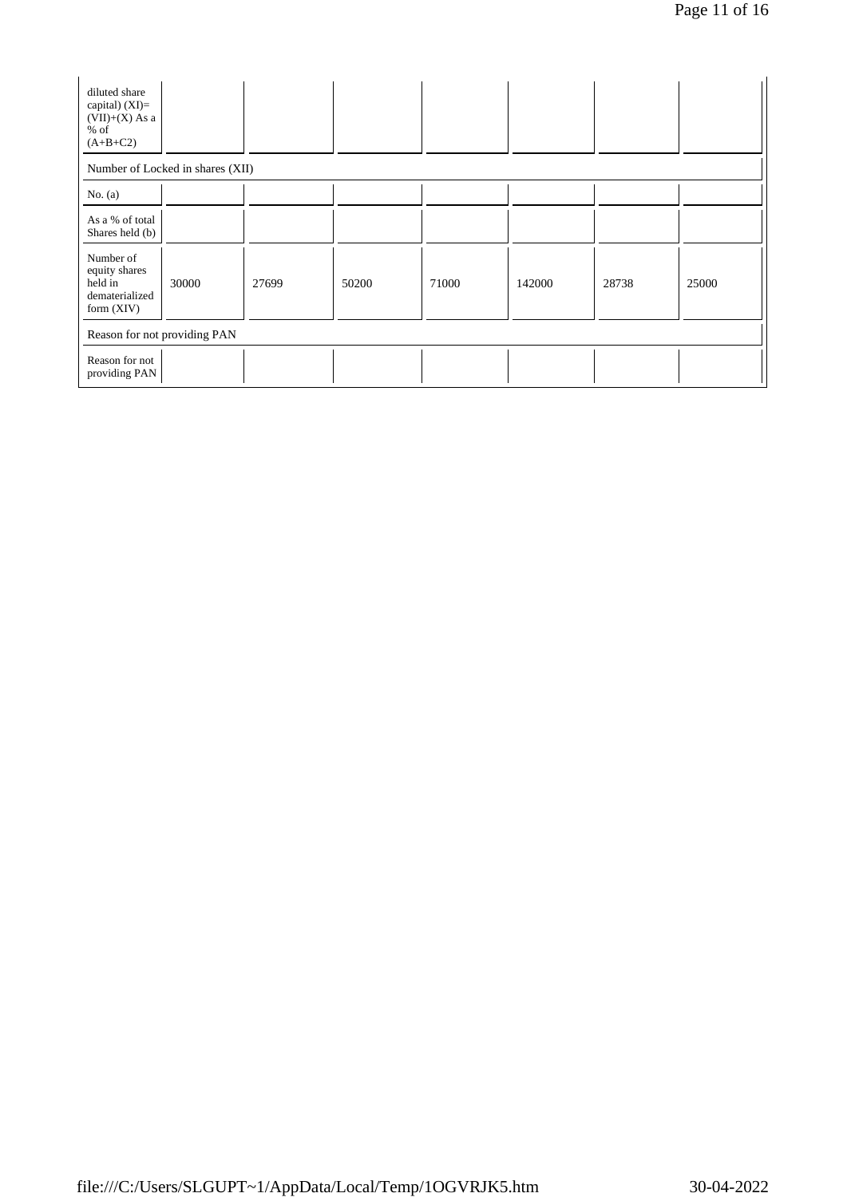| diluted share capital) (XI)= (VII)+(X) As a % of (A+B+C2) | | | | | | | |
|---|---|---|---|---|---|---|---|
| Number of Locked in shares (XII) | | | | | | | |
| No. (a) | | | | | | | |
| As a % of total Shares held (b) | | | | | | | |
| Number of equity shares held in dematerialized form (XIV) | 30000 | 27699 | 50200 | 71000 | 142000 | 28738 | 25000 |
| Reason for not providing PAN | | | | | | | |
| Reason for not providing PAN | | | | | | | |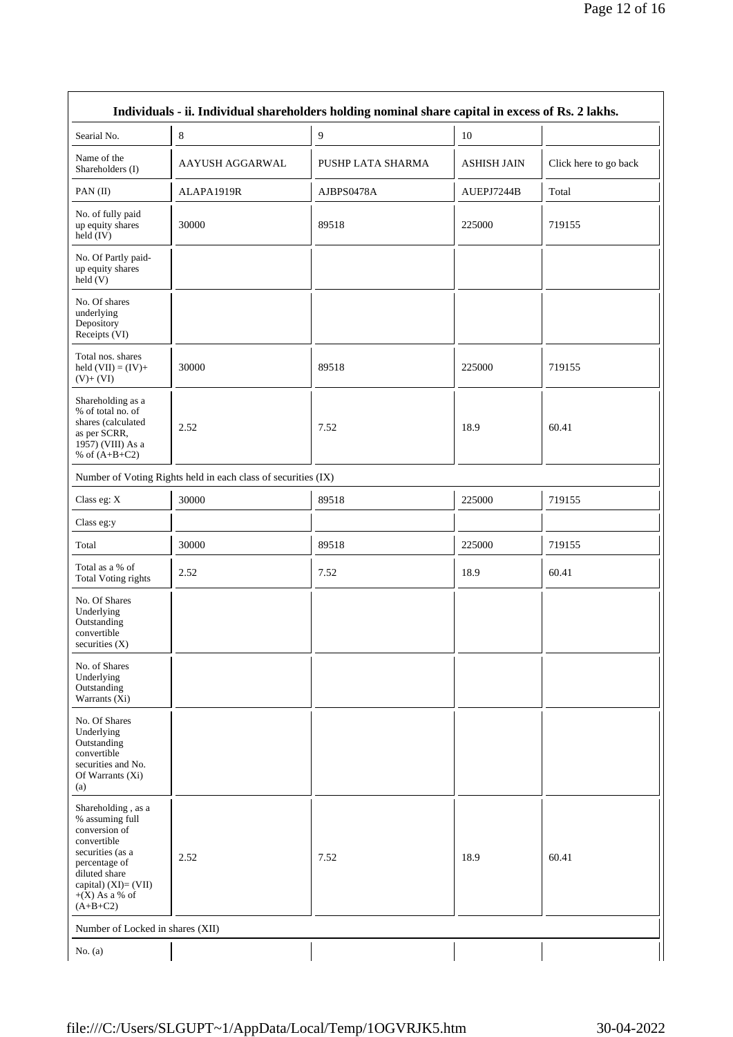| Individuals - ii. Individual shareholders holding nominal share capital in excess of Rs. 2 lakhs. | | | | |
|---|---|---|---|---|
| Searial No. | 8 | 9 | 10 | |
| Name of the Shareholders (I) | AAYUSH AGGARWAL | PUSHP LATA SHARMA | ASHISH JAIN | Click here to go back |
| PAN (II) | ALAPA1919R | AJBPS0478A | AUEPJ7244B | Total |
| No. of fully paid up equity shares held (IV) | 30000 | 89518 | 225000 | 719155 |
| No. Of Partly paid-up equity shares held (V) | | | | |
| No. Of shares underlying Depository Receipts (VI) | | | | |
| Total nos. shares held (VII) = (IV)+(V)+ (VI) | 30000 | 89518 | 225000 | 719155 |
| Shareholding as a % of total no. of shares (calculated as per SCRR, 1957) (VIII) As a % of (A+B+C2) | 2.52 | 7.52 | 18.9 | 60.41 |
| Number of Voting Rights held in each class of securities (IX) | | | | |
| Class eg: X | 30000 | 89518 | 225000 | 719155 |
| Class eg:y | | | | |
| Total | 30000 | 89518 | 225000 | 719155 |
| Total as a % of Total Voting rights | 2.52 | 7.52 | 18.9 | 60.41 |
| No. Of Shares Underlying Outstanding convertible securities (X) | | | | |
| No. of Shares Underlying Outstanding Warrants (Xi) | | | | |
| No. Of Shares Underlying Outstanding convertible securities and No. Of Warrants (Xi) (a) | | | | |
| Shareholding , as a % assuming full conversion of convertible securities (as a percentage of diluted share capital) (XI)= (VII)+(X) As a % of (A+B+C2) | 2.52 | 7.52 | 18.9 | 60.41 |
| Number of Locked in shares (XII) | | | | |
| No. (a) | | | | |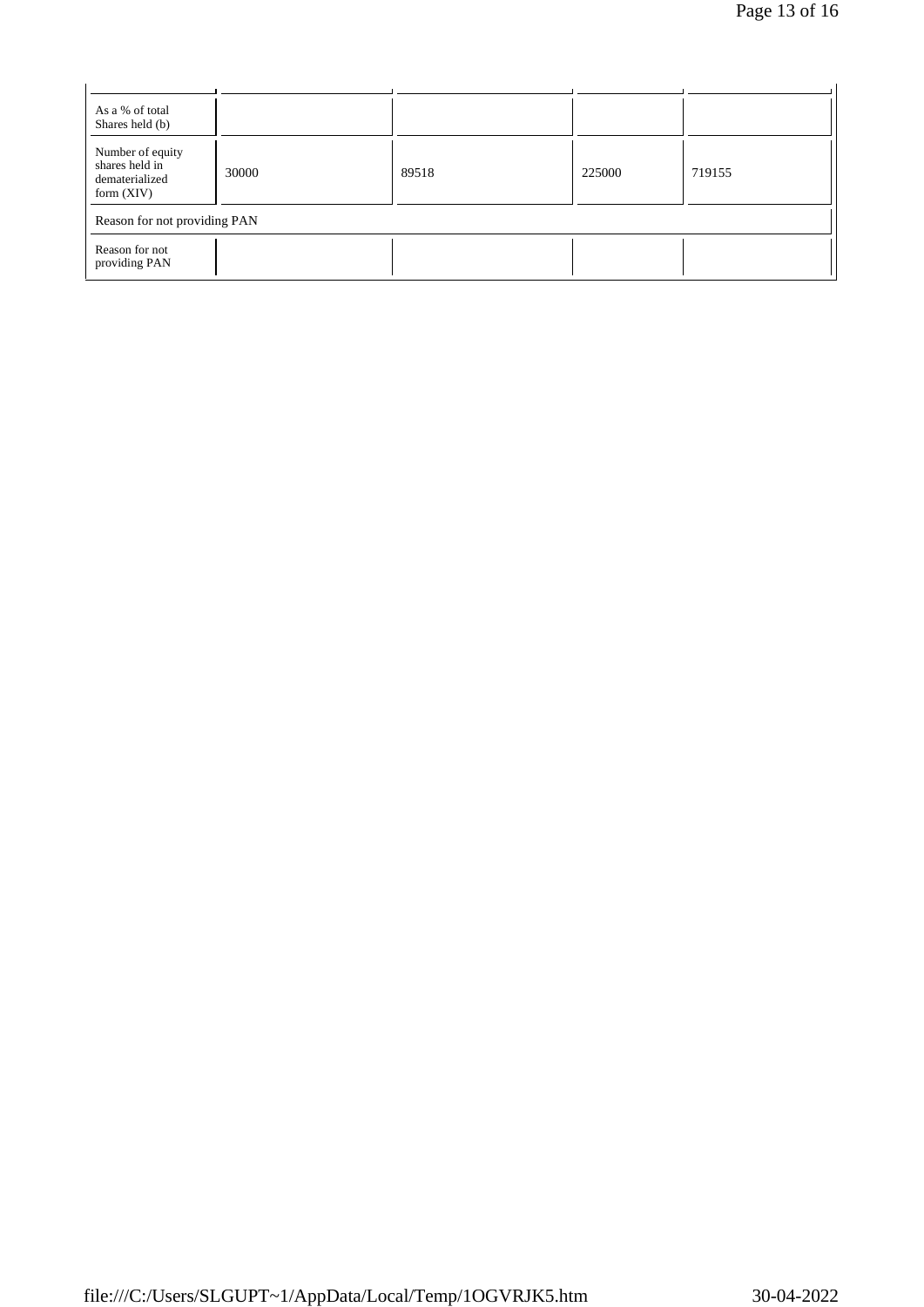| | | | | |
|---|---|---|---|---|
| As a % of total Shares held (b) | | | | |
| Number of equity shares held in dematerialized form (XIV) | 30000 | 89518 | 225000 | 719155 |
| Reason for not providing PAN | | | | |
| Reason for not providing PAN | | | | |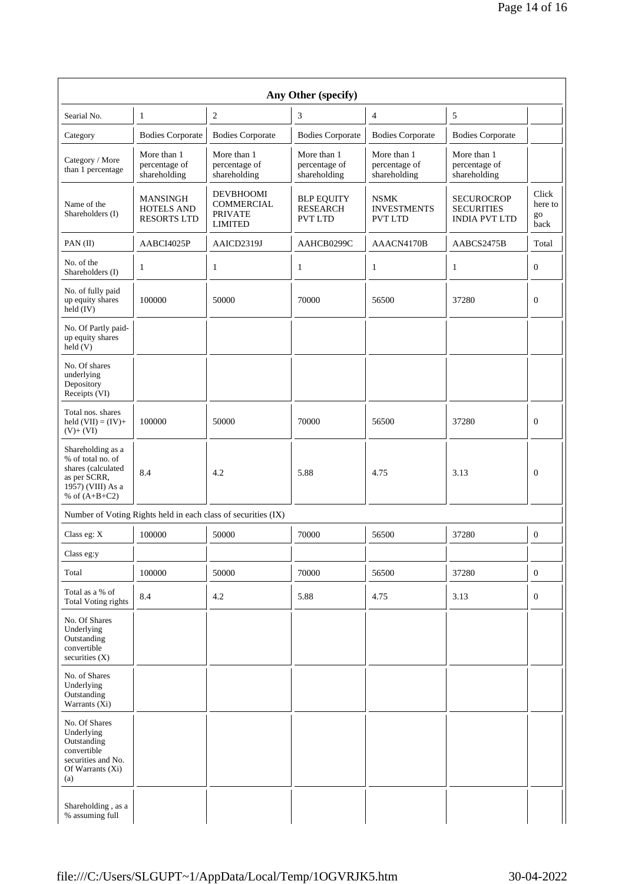| Any Other (specify) | | | | | | |
|---|---|---|---|---|---|---|
| Searial No. | 1 | 2 | 3 | 4 | 5 | |
| Category | Bodies Corporate | Bodies Corporate | Bodies Corporate | Bodies Corporate | Bodies Corporate | |
| Category / More than 1 percentage | More than 1 percentage of shareholding | More than 1 percentage of shareholding | More than 1 percentage of shareholding | More than 1 percentage of shareholding | More than 1 percentage of shareholding | |
| Name of the Shareholders (I) | MANSINGH HOTELS AND RESORTS LTD | DEVBHOOMI COMMERCIAL PRIVATE LIMITED | BLP EQUITY RESEARCH PVT LTD | NSMK INVESTMENTS PVT LTD | SECUROCROP SECURITIES INDIA PVT LTD | Click here to go back |
| PAN (II) | AABCI4025P | AAICD2319J | AAHCB0299C | AAACN4170B | AABCS2475B | Total |
| No. of the Shareholders (I) | 1 | 1 | 1 | 1 | 1 | 0 |
| No. of fully paid up equity shares held (IV) | 100000 | 50000 | 70000 | 56500 | 37280 | 0 |
| No. Of Partly paid-up equity shares held (V) | | | | | | |
| No. Of shares underlying Depository Receipts (VI) | | | | | | |
| Total nos. shares held (VII) = (IV)+(V)+ (VI) | 100000 | 50000 | 70000 | 56500 | 37280 | 0 |
| Shareholding as a % of total no. of shares (calculated as per SCRR, 1957) (VIII) As a % of (A+B+C2) | 8.4 | 4.2 | 5.88 | 4.75 | 3.13 | 0 |
| Number of Voting Rights held in each class of securities (IX) | | | | | | |
| Class eg: X | 100000 | 50000 | 70000 | 56500 | 37280 | 0 |
| Class eg:y | | | | | | |
| Total | 100000 | 50000 | 70000 | 56500 | 37280 | 0 |
| Total as a % of Total Voting rights | 8.4 | 4.2 | 5.88 | 4.75 | 3.13 | 0 |
| No. Of Shares Underlying Outstanding convertible securities (X) | | | | | | |
| No. of Shares Underlying Outstanding Warrants (Xi) | | | | | | |
| No. Of Shares Underlying Outstanding convertible securities and No. Of Warrants (Xi) (a) | | | | | | |
| Shareholding , as a % assuming full | | | | | | |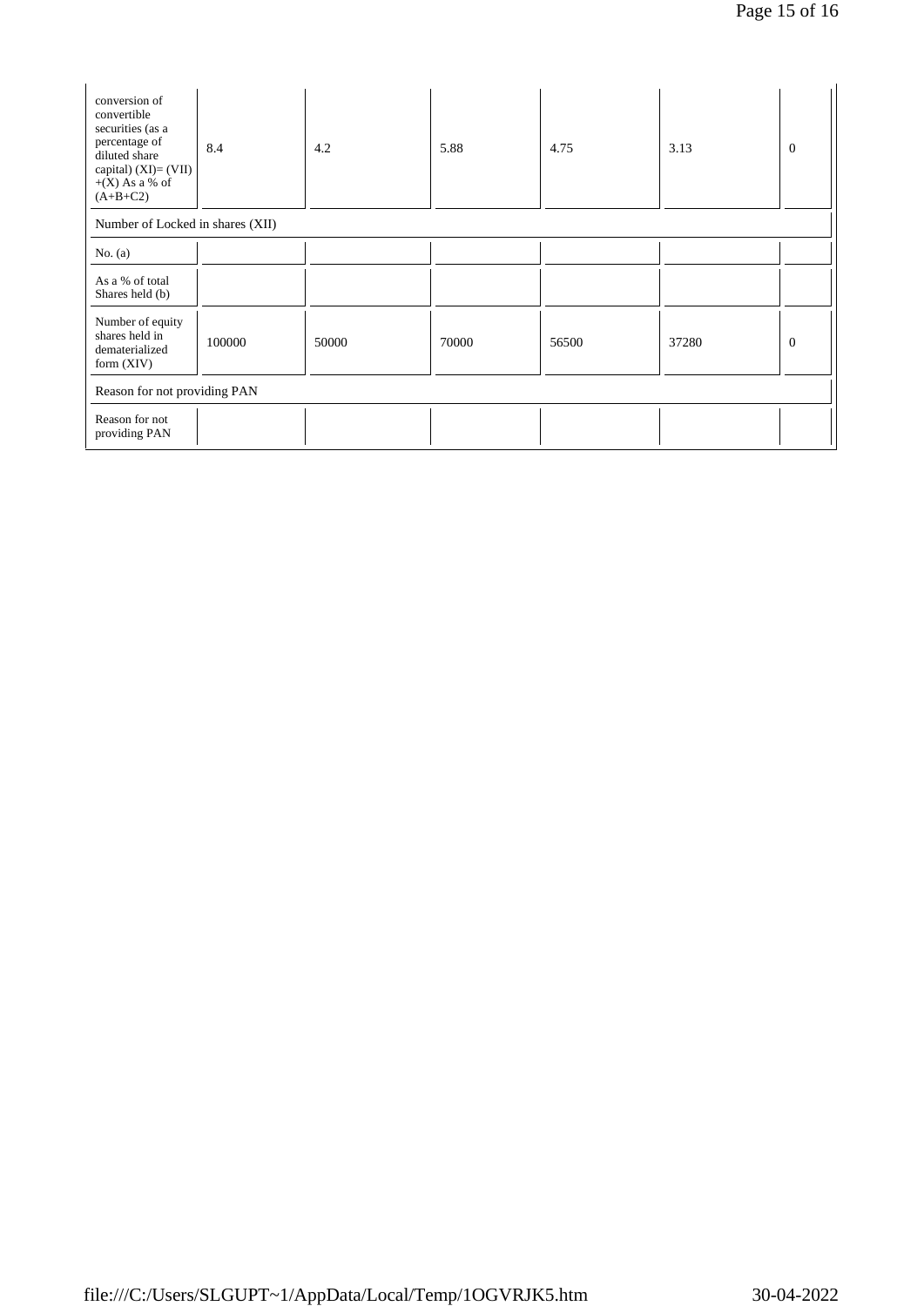| conversion of convertible securities (as a percentage of diluted share capital) (XI)= (VII)+(X) As a % of (A+B+C2) | 8.4 | 4.2 | 5.88 | 4.75 | 3.13 | 0 |
|---|---|---|---|---|---|---|
| Number of Locked in shares (XII) | | | | | | |
| No. (a) | | | | | | |
| As a % of total Shares held (b) | | | | | | |
| Number of equity shares held in dematerialized form (XIV) | 100000 | 50000 | 70000 | 56500 | 37280 | 0 |
| Reason for not providing PAN | | | | | | |
| Reason for not providing PAN | | | | | | |

file:///C:/Users/SLGUPT~1/AppData/Local/Temp/1OGVRJK5.htm 30-04-2022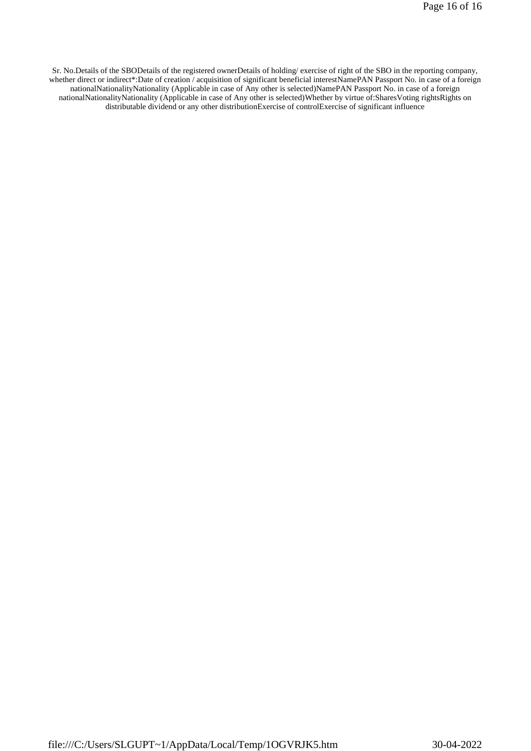Sr. No.Details of the SBODetails of the registered ownerDetails of holding/ exercise of right of the SBO in the reporting company, whether direct or indirect*:Date of creation / acquisition of significant beneficial interestNamePAN Passport No. in case of a foreign nationalNationalityNationality (Applicable in case of Any other is selected)NamePAN Passport No. in case of a foreign nationalNationalityNationality (Applicable in case of Any other is selected)Whether by virtue of:SharesVoting rightsRights on distributable dividend or any other distributionExercise of controlExercise of significant influence